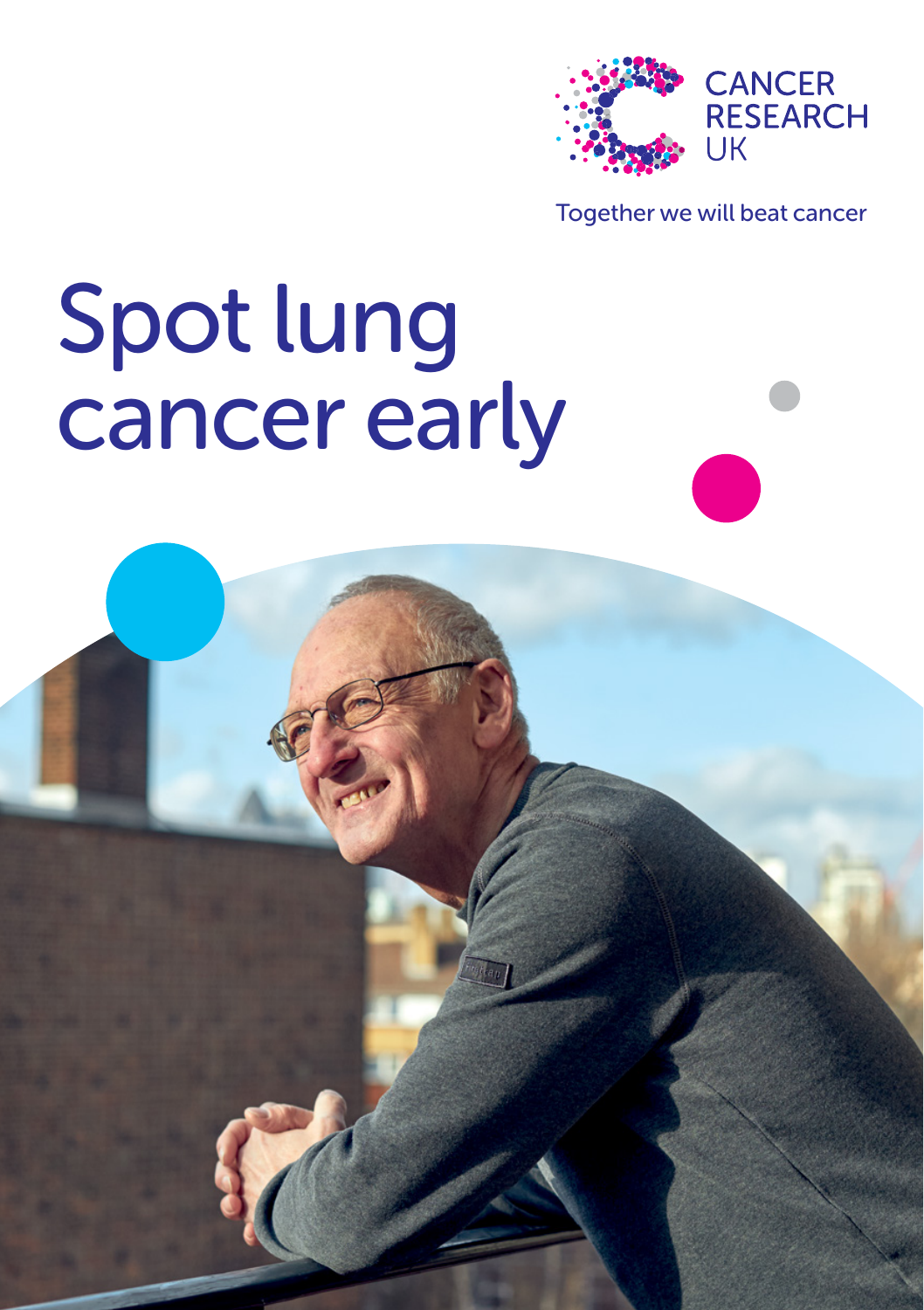CANCER RESEARCH UK

Together we will beat cancer

# Spot lung cancer early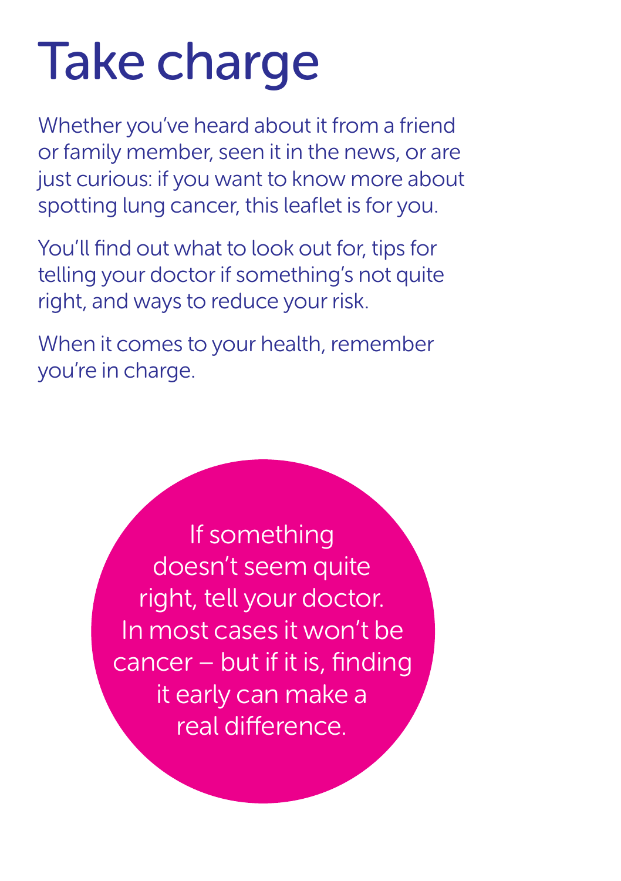# Take charge

Whether you've heard about it from a friend or family member, seen it in the news, or are just curious: if you want to know more about spotting lung cancer, this leaflet is for you.

You'll find out what to look out for, tips for telling your doctor if something's not quite right, and ways to reduce your risk.

When it comes to your health, remember you're in charge.

If something doesn't seem quite right, tell your doctor. In most cases it won't be cancer – but if it is, finding it early can make a real difference.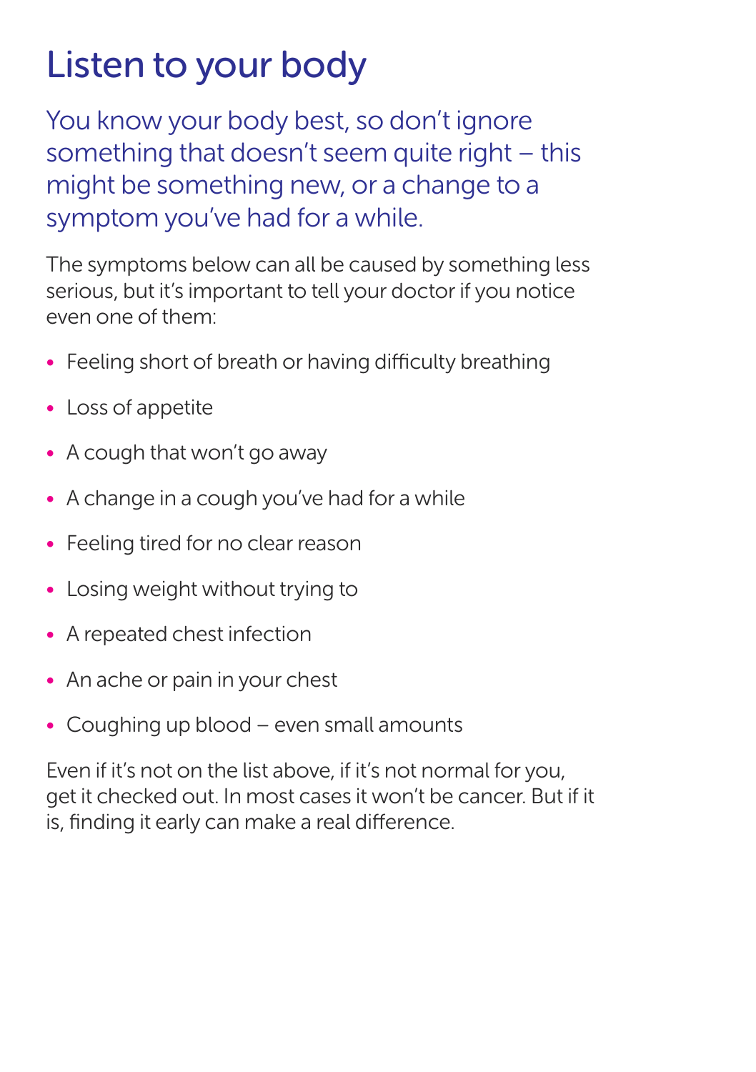# Listen to your body

You know your body best, so don't ignore something that doesn't seem quite right – this might be something new, or a change to a symptom you've had for a while.

The symptoms below can all be caused by something less serious, but it's important to tell your doctor if you notice even one of them:

- Feeling short of breath or having difficulty breathing
- Loss of appetite
- A cough that won't go away
- A change in a cough you've had for a while
- Feeling tired for no clear reason
- Losing weight without trying to
- A repeated chest infection
- An ache or pain in your chest
- Coughing up blood – even small amounts

Even if it's not on the list above, if it's not normal for you, get it checked out. In most cases it won't be cancer. But if it is, finding it early can make a real difference.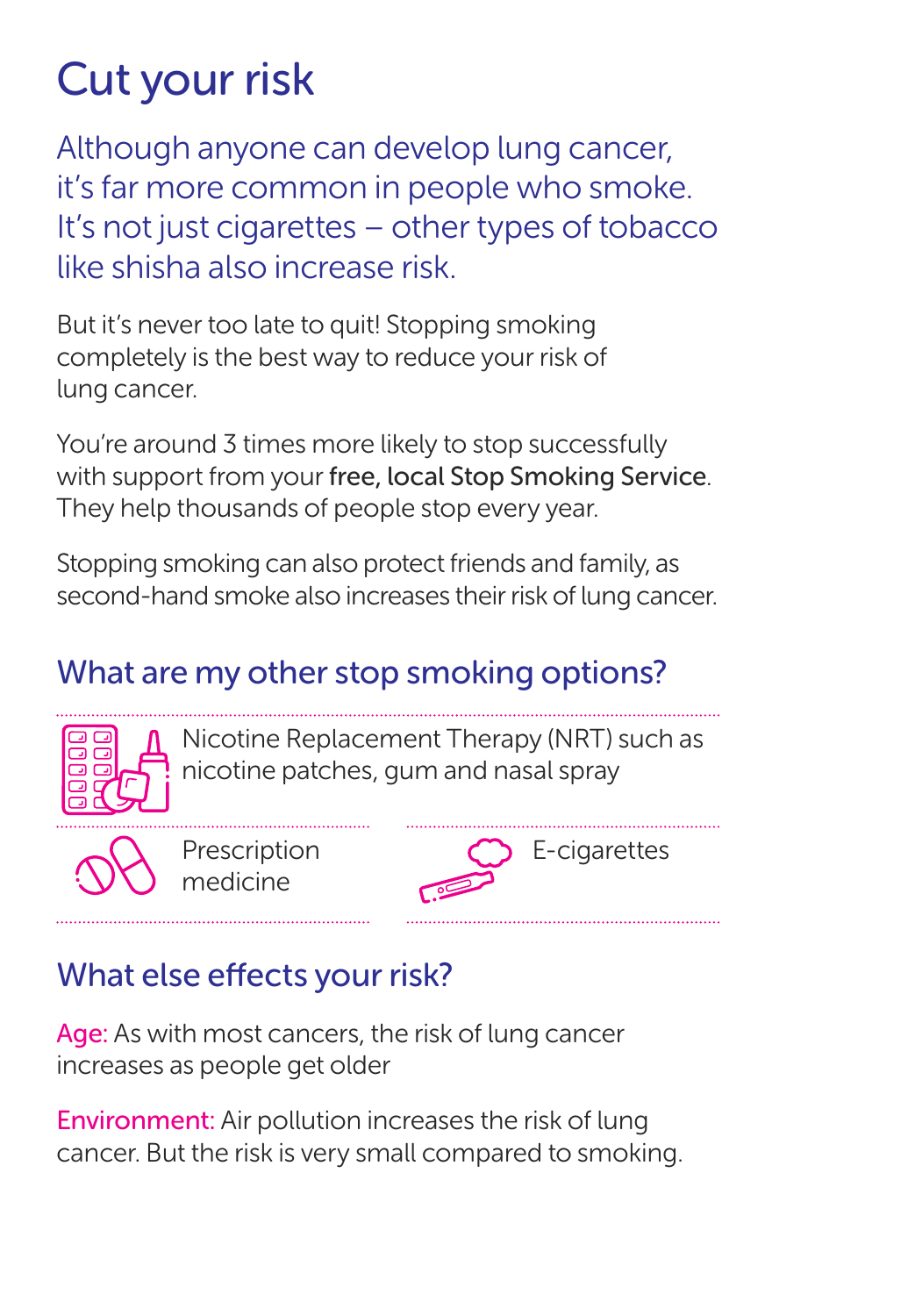# Cut your risk

Although anyone can develop lung cancer, it's far more common in people who smoke. It's not just cigarettes – other types of tobacco like shisha also increase risk.

But it's never too late to quit! Stopping smoking completely is the best way to reduce your risk of lung cancer.

You're around 3 times more likely to stop successfully with support from your **free, local Stop Smoking Service**. They help thousands of people stop every year.

Stopping smoking can also protect friends and family, as second-hand smoke also increases their risk of lung cancer.

## What are my other stop smoking options?

- Nicotine Replacement Therapy (NRT) such as nicotine patches, gum and nasal spray
- Prescription medicine
- E-cigarettes

## What else effects your risk?

**Age:** As with most cancers, the risk of lung cancer increases as people get older

**Environment:** Air pollution increases the risk of lung cancer. But the risk is very small compared to smoking.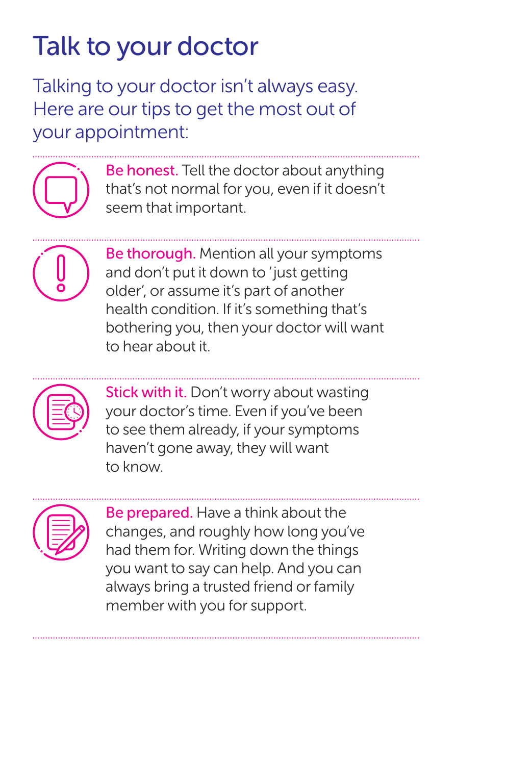# Talk to your doctor

Talking to your doctor isn't always easy. Here are our tips to get the most out of your appointment:

---

**Be honest.** Tell the doctor about anything that's not normal for you, even if it doesn't seem that important.

---

**Be thorough.** Mention all your symptoms and don't put it down to 'just getting older', or assume it's part of another health condition. If it's something that's bothering you, then your doctor will want to hear about it.

---

**Stick with it.** Don't worry about wasting your doctor's time. Even if you've been to see them already, if your symptoms haven't gone away, they will want to know.

---

**Be prepared.** Have a think about the changes, and roughly how long you've had them for. Writing down the things you want to say can help. And you can always bring a trusted friend or family member with you for support.

---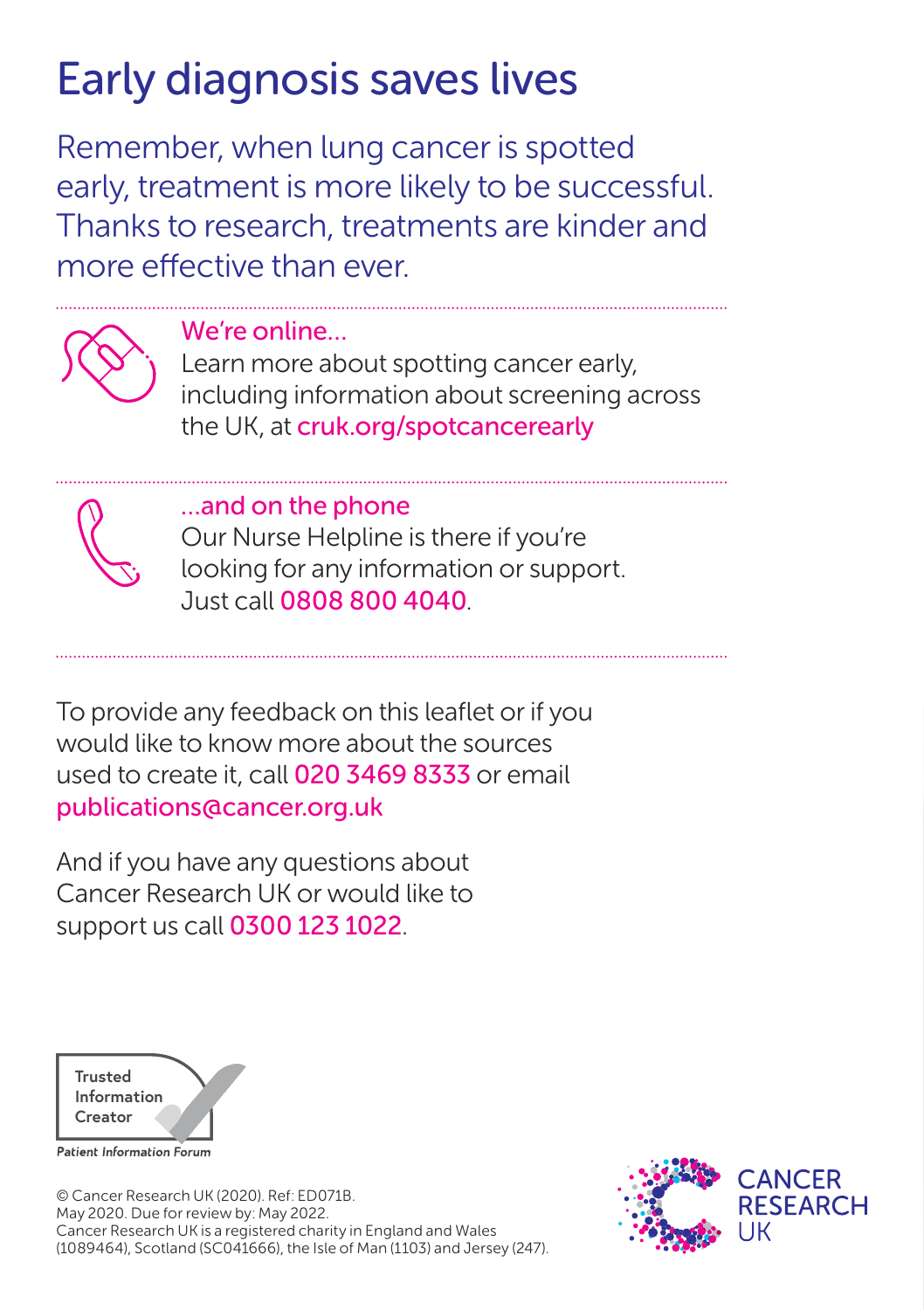# Early diagnosis saves lives

Remember, when lung cancer is spotted early, treatment is more likely to be successful. Thanks to research, treatments are kinder and more effective than ever.

**We're online...**

Learn more about spotting cancer early, including information about screening across the UK, at cruk.org/spotcancerearly

**...and on the phone**

Our Nurse Helpline is there if you're looking for any information or support. Just call 0808 800 4040.

To provide any feedback on this leaflet or if you would like to know more about the sources used to create it, call 020 3469 8333 or email publications@cancer.org.uk

And if you have any questions about Cancer Research UK or would like to support us call 0300 123 1022.

Trusted Information Creator

*Patient Information Forum*

© Cancer Research UK (2020). Ref: ED071B.
May 2020. Due for review by: May 2022.
Cancer Research UK is a registered charity in England and Wales (1089464), Scotland (SC041666), the Isle of Man (1103) and Jersey (247).

CANCER RESEARCH UK